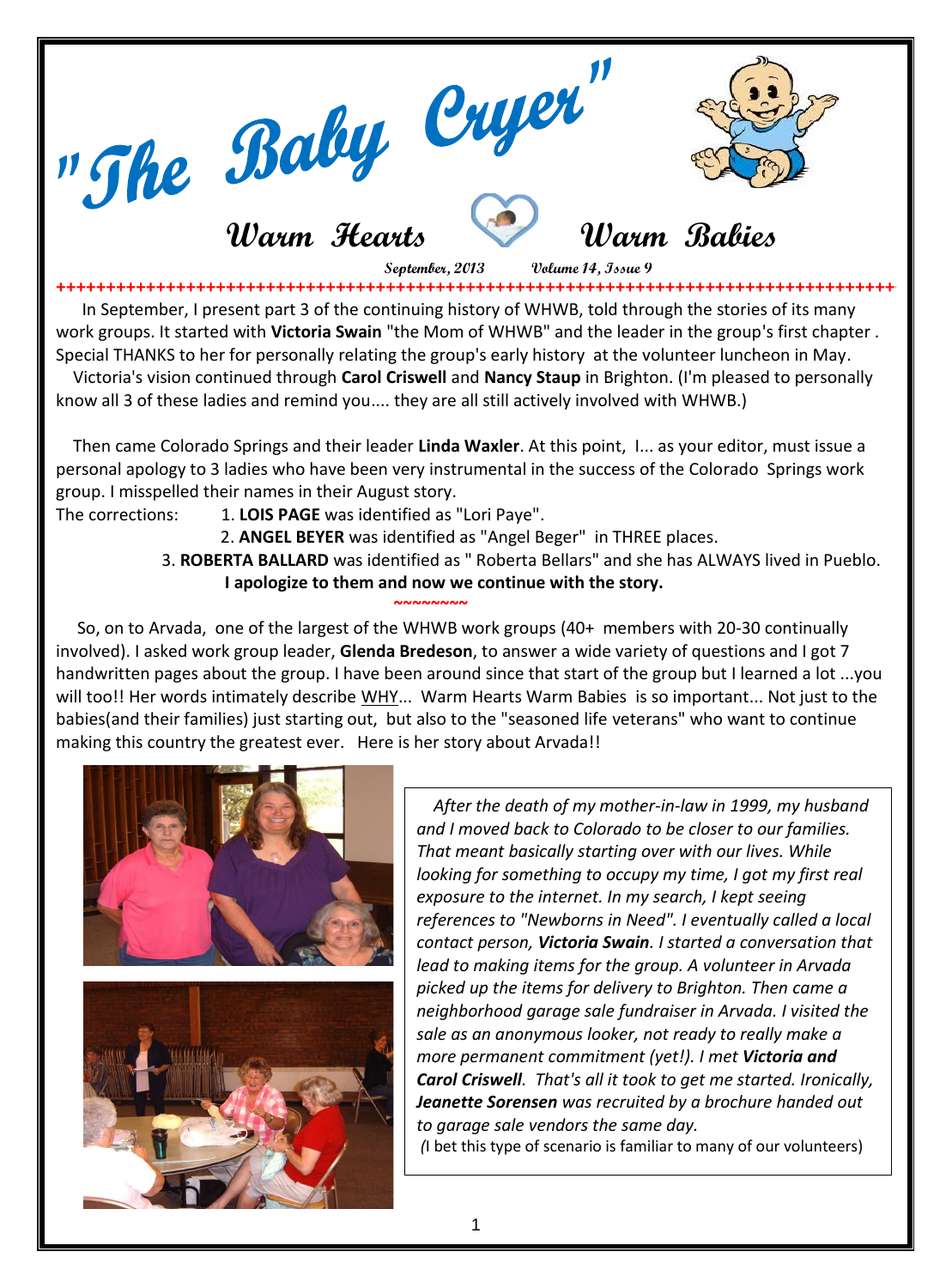# "The Baby Cryer"

## Warm Hearts Warm Babies

**September, 2013 Volume 14, Issue 9**

In September, I present part 3 of the continuing history of WHWB, told through the stories of its many work groups. It started with **Victoria Swain** "the Mom of WHWB" and the leader in the group's first chapter . Special THANKS to her for personally relating the group's early history at the volunteer luncheon in May.

Victoria's vision continued through **Carol Criswell** and **Nancy Staup** in Brighton. (I'm pleased to personally know all 3 of these ladies and remind you.... they are all still actively involved with WHWB.)

Then came Colorado Springs and their leader **Linda Waxler**. At this point, I... as your editor, must issue a personal apology to 3 ladies who have been very instrumental in the success of the Colorado Springs work group. I misspelled their names in their August story.

The corrections:

1. **LOIS PAGE** was identified as "Lori Paye".
2. **ANGEL BEYER** was identified as "Angel Beger" in THREE places.
3. **ROBERTA BALLARD** was identified as " Roberta Bellars" and she has ALWAYS lived in Pueblo.

**I apologize to them and now we continue with the story.**

~~~~~~~~

So, on to Arvada, one of the largest of the WHWB work groups (40+ members with 20-30 continually involved). I asked work group leader, **Glenda Bredeson**, to answer a wide variety of questions and I got 7 handwritten pages about the group. I have been around since that start of the group but I learned a lot ...you will too!! Her words intimately describe WHY... Warm Hearts Warm Babies is so important... Not just to the babies(and their families) just starting out, but also to the "seasoned life veterans" who want to continue making this country the greatest ever. Here is her story about Arvada!!

*After the death of my mother-in-law in 1999, my husband and I moved back to Colorado to be closer to our families. That meant basically starting over with our lives. While looking for something to occupy my time, I got my first real exposure to the internet. In my search, I kept seeing references to "Newborns in Need". I eventually called a local contact person, **Victoria Swain**. I started a conversation that lead to making items for the group. A volunteer in Arvada picked up the items for delivery to Brighton. Then came a neighborhood garage sale fundraiser in Arvada. I visited the sale as an anonymous looker, not ready to really make a more permanent commitment (yet!). I met **Victoria and Carol Criswell**. That's all it took to get me started. Ironically, **Jeanette Sorensen** was recruited by a brochure handed out to garage sale vendors the same day.*

(I bet this type of scenario is familiar to many of our volunteers)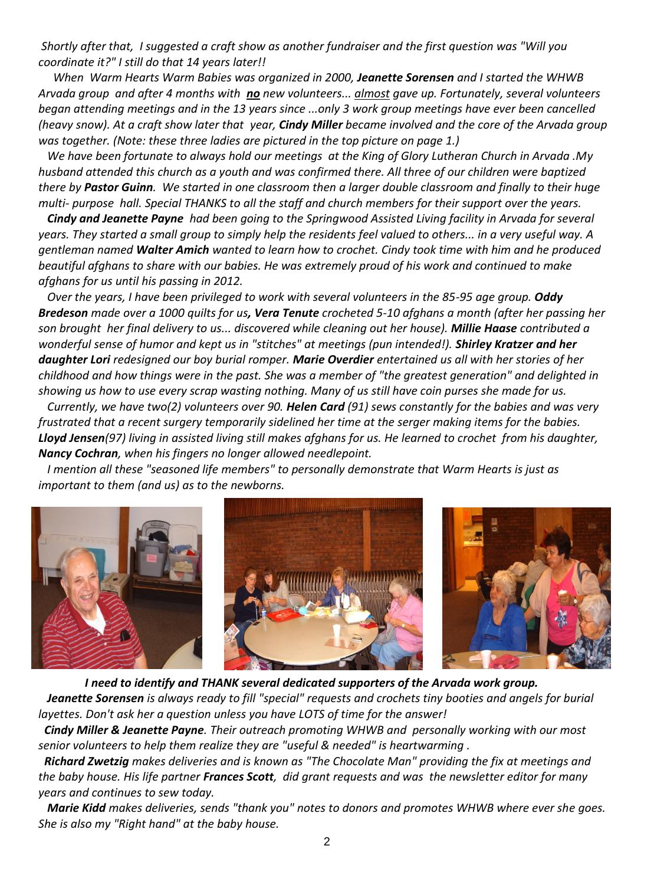*Shortly after that, I suggested a craft show as another fundraiser and the first question was "Will you coordinate it?" I still do that 14 years later!!*

*When Warm Hearts Warm Babies was organized in 2000, **Jeanette Sorensen** and I started the WHWB Arvada group and after 4 months with **no** new volunteers... almost gave up. Fortunately, several volunteers began attending meetings and in the 13 years since ...only 3 work group meetings have ever been cancelled (heavy snow). At a craft show later that year, **Cindy Miller** became involved and the core of the Arvada group was together. (Note: these three ladies are pictured in the top picture on page 1.)*

*We have been fortunate to always hold our meetings at the King of Glory Lutheran Church in Arvada .My husband attended this church as a youth and was confirmed there. All three of our children were baptized there by **Pastor Guinn**. We started in one classroom then a larger double classroom and finally to their huge multi- purpose hall. Special THANKS to all the staff and church members for their support over the years.*

***Cindy and Jeanette Payne** had been going to the Springwood Assisted Living facility in Arvada for several years. They started a small group to simply help the residents feel valued to others... in a very useful way. A gentleman named **Walter Amich** wanted to learn how to crochet. Cindy took time with him and he produced beautiful afghans to share with our babies. He was extremely proud of his work and continued to make afghans for us until his passing in 2012.*

*Over the years, I have been privileged to work with several volunteers in the 85-95 age group. **Oddy Bredeson** made over a 1000 quilts for us**, Vera Tenute** crocheted 5-10 afghans a month (after her passing her son brought her final delivery to us... discovered while cleaning out her house). **Millie Haase** contributed a wonderful sense of humor and kept us in "stitches" at meetings (pun intended!). **Shirley Kratzer and her daughter Lori** redesigned our boy burial romper. **Marie Overdier** entertained us all with her stories of her childhood and how things were in the past. She was a member of "the greatest generation" and delighted in showing us how to use every scrap wasting nothing. Many of us still have coin purses she made for us.*

*Currently, we have two(2) volunteers over 90. **Helen Card** (91) sews constantly for the babies and was very frustrated that a recent surgery temporarily sidelined her time at the serger making items for the babies. **Lloyd Jensen**(97) living in assisted living still makes afghans for us. He learned to crochet from his daughter, **Nancy Cochran**, when his fingers no longer allowed needlepoint.*

*I mention all these "seasoned life members" to personally demonstrate that Warm Hearts is just as important to them (and us) as to the newborns.*

***I need to identify and THANK several dedicated supporters of the Arvada work group.***

***Jeanette Sorensen** is always ready to fill "special" requests and crochets tiny booties and angels for burial layettes. Don't ask her a question unless you have LOTS of time for the answer!*

***Cindy Miller & Jeanette Payne**. Their outreach promoting WHWB and personally working with our most senior volunteers to help them realize they are "useful & needed" is heartwarming .*

***Richard Zwetzig** makes deliveries and is known as "The Chocolate Man" providing the fix at meetings and the baby house. His life partner **Frances Scott**, did grant requests and was the newsletter editor for many years and continues to sew today.*

***Marie Kidd** makes deliveries, sends "thank you" notes to donors and promotes WHWB where ever she goes. She is also my "Right hand" at the baby house.*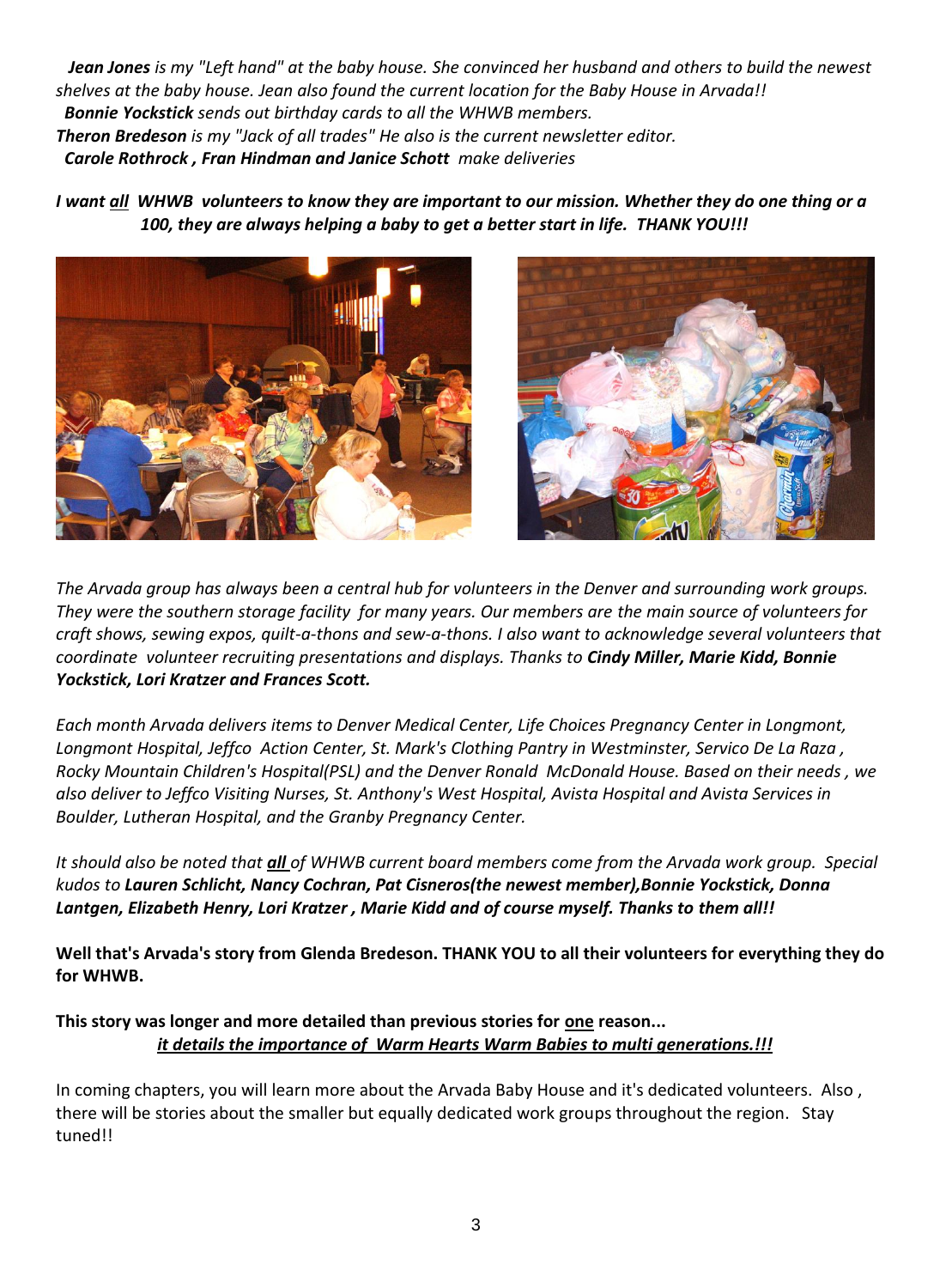***Jean Jones** is my "Left hand" at the baby house. She convinced her husband and others to build the newest shelves at the baby house. Jean also found the current location for the Baby House in Arvada!!*
***Bonnie Yockstick** sends out birthday cards to all the WHWB members.*
***Theron Bredeson** is my "Jack of all trades" He also is the current newsletter editor.*
***Carole Rothrock , Fran Hindman and Janice Schott** make deliveries*

***I want <u>all</u> WHWB volunteers to know they are important to our mission. Whether they do one thing or a 100, they are always helping a baby to get a better start in life. THANK YOU!!!***

*The Arvada group has always been a central hub for volunteers in the Denver and surrounding work groups. They were the southern storage facility for many years. Our members are the main source of volunteers for craft shows, sewing expos, quilt-a-thons and sew-a-thons. I also want to acknowledge several volunteers that coordinate volunteer recruiting presentations and displays. Thanks to **Cindy Miller, Marie Kidd, Bonnie Yockstick, Lori Kratzer and Frances Scott.***

*Each month Arvada delivers items to Denver Medical Center, Life Choices Pregnancy Center in Longmont, Longmont Hospital, Jeffco Action Center, St. Mark's Clothing Pantry in Westminster, Servico De La Raza , Rocky Mountain Children's Hospital(PSL) and the Denver Ronald McDonald House. Based on their needs , we also deliver to Jeffco Visiting Nurses, St. Anthony's West Hospital, Avista Hospital and Avista Services in Boulder, Lutheran Hospital, and the Granby Pregnancy Center.*

*It should also be noted that **<u>all</u>** of WHWB current board members come from the Arvada work group. Special kudos to **Lauren Schlicht, Nancy Cochran, Pat Cisneros(the newest member),Bonnie Yockstick, Donna Lantgen, Elizabeth Henry, Lori Kratzer , Marie Kidd and of course myself. Thanks to them all!!***

**Well that's Arvada's story from Glenda Bredeson. THANK YOU to all their volunteers for everything they do for WHWB.**

**This story was longer and more detailed than previous stories for <u>one</u> reason...**
***<u>it details the importance of Warm Hearts Warm Babies to multi generations.!!!</u>***

In coming chapters, you will learn more about the Arvada Baby House and it's dedicated volunteers. Also , there will be stories about the smaller but equally dedicated work groups throughout the region. Stay tuned!!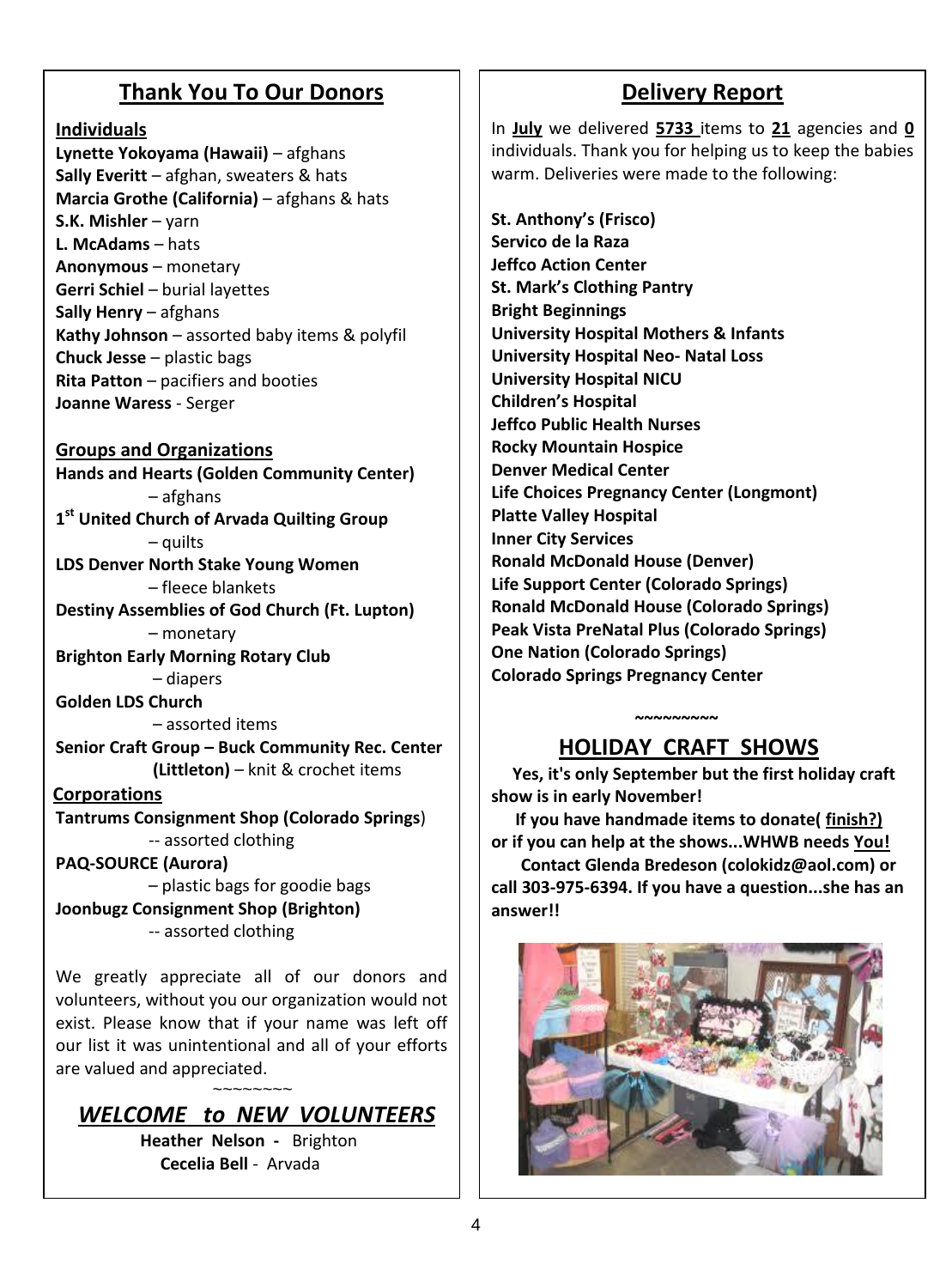## Thank You To Our Donors

**Individuals**

**Lynette Yokoyama (Hawaii)** – afghans
**Sally Everitt** – afghan, sweaters & hats
**Marcia Grothe (California)** – afghans & hats
**S.K. Mishler** – yarn
**L. McAdams** – hats
**Anonymous** – monetary
**Gerri Schiel** – burial layettes
**Sally Henry** – afghans
**Kathy Johnson** – assorted baby items & polyfil
**Chuck Jesse** – plastic bags
**Rita Patton** – pacifiers and booties
**Joanne Waress** - Serger

**Groups and Organizations**

**Hands and Hearts (Golden Community Center)** – afghans
**1st United Church of Arvada Quilting Group** – quilts
**LDS Denver North Stake Young Women** – fleece blankets
**Destiny Assemblies of God Church (Ft. Lupton)** – monetary
**Brighton Early Morning Rotary Club** – diapers
**Golden LDS Church** – assorted items
**Senior Craft Group – Buck Community Rec. Center (Littleton)** – knit & crochet items

**Corporations**

**Tantrums Consignment Shop (Colorado Springs)** -- assorted clothing
**PAQ-SOURCE (Aurora)** – plastic bags for goodie bags
**Joonbugz Consignment Shop (Brighton)** -- assorted clothing

We greatly appreciate all of our donors and volunteers, without you our organization would not exist. Please know that if your name was left off our list it was unintentional and all of your efforts are valued and appreciated.

~~~~~~~~

## *WELCOME to NEW VOLUNTEERS*

**Heather Nelson -** Brighton
**Cecelia Bell** - Arvada

## Delivery Report

In **July** we delivered **5733** items to **21** agencies and **0** individuals. Thank you for helping us to keep the babies warm. Deliveries were made to the following:

**St. Anthony's (Frisco)**
**Servico de la Raza**
**Jeffco Action Center**
**St. Mark's Clothing Pantry**
**Bright Beginnings**
**University Hospital Mothers & Infants**
**University Hospital Neo- Natal Loss**
**University Hospital NICU**
**Children's Hospital**
**Jeffco Public Health Nurses**
**Rocky Mountain Hospice**
**Denver Medical Center**
**Life Choices Pregnancy Center (Longmont)**
**Platte Valley Hospital**
**Inner City Services**
**Ronald McDonald House (Denver)**
**Life Support Center (Colorado Springs)**
**Ronald McDonald House (Colorado Springs)**
**Peak Vista PreNatal Plus (Colorado Springs)**
**One Nation (Colorado Springs)**
**Colorado Springs Pregnancy Center**

~~~~~~~~~

## HOLIDAY CRAFT SHOWS

**Yes, it's only September but the first holiday craft show is in early November!**

**If you have handmade items to donate( finish?) or if you can help at the shows...WHWB needs You!**

**Contact Glenda Bredeson (colokidz@aol.com) or call 303-975-6394. If you have a question...she has an answer!!**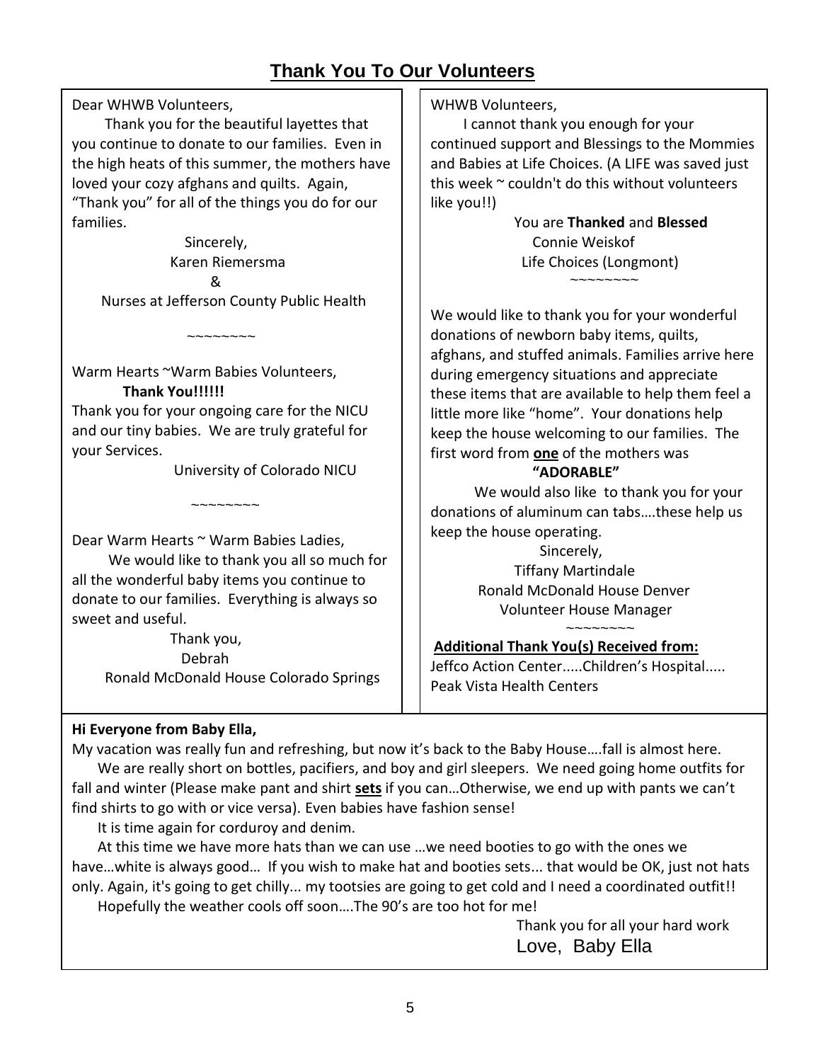# Thank You To Our Volunteers

Dear WHWB Volunteers,

Thank you for the beautiful layettes that you continue to donate to our families. Even in the high heats of this summer, the mothers have loved your cozy afghans and quilts. Again, "Thank you" for all of the things you do for our families.

Sincerely,
Karen Riemersma
&
Nurses at Jefferson County Public Health

~~~~~~~~

Warm Hearts ~Warm Babies Volunteers,

**Thank You!!!!!!**

Thank you for your ongoing care for the NICU and our tiny babies. We are truly grateful for your Services.

University of Colorado NICU

~~~~~~~~

Dear Warm Hearts ~ Warm Babies Ladies,

We would like to thank you all so much for all the wonderful baby items you continue to donate to our families. Everything is always so sweet and useful.

Thank you,
Debrah
Ronald McDonald House Colorado Springs

WHWB Volunteers,

I cannot thank you enough for your continued support and Blessings to the Mommies and Babies at Life Choices. (A LIFE was saved just this week ~ couldn't do this without volunteers like you!!)

You are **Thanked** and **Blessed**
Connie Weiskof
Life Choices (Longmont)

~~~~~~~~

We would like to thank you for your wonderful donations of newborn baby items, quilts, afghans, and stuffed animals. Families arrive here during emergency situations and appreciate these items that are available to help them feel a little more like "home". Your donations help keep the house welcoming to our families. The first word from **one** of the mothers was

**"ADORABLE"**

We would also like to thank you for your donations of aluminum can tabs….these help us keep the house operating.

Sincerely,
Tiffany Martindale
Ronald McDonald House Denver
Volunteer House Manager

~~~~~~~~

**Additional Thank You(s) Received from:**

Jeffco Action Center.....Children's Hospital..... Peak Vista Health Centers

**Hi Everyone from Baby Ella,**

My vacation was really fun and refreshing, but now it's back to the Baby House….fall is almost here.

We are really short on bottles, pacifiers, and boy and girl sleepers. We need going home outfits for fall and winter (Please make pant and shirt **sets** if you can…Otherwise, we end up with pants we can't find shirts to go with or vice versa). Even babies have fashion sense!

It is time again for corduroy and denim.

At this time we have more hats than we can use …we need booties to go with the ones we have…white is always good… If you wish to make hat and booties sets... that would be OK, just not hats only. Again, it's going to get chilly... my tootsies are going to get cold and I need a coordinated outfit!!

Hopefully the weather cools off soon….The 90's are too hot for me!

Thank you for all your hard work
Love, Baby Ella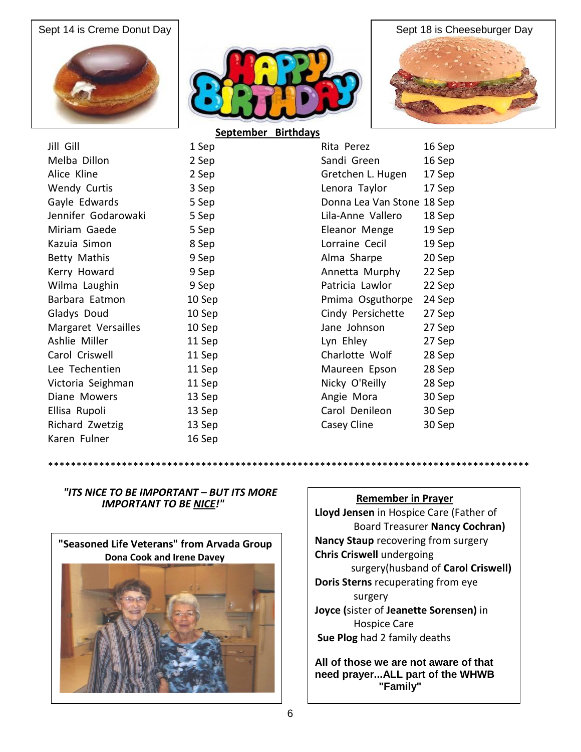Sept 14 is Creme Donut Day

Sept 18 is Cheeseburger Day

**September Birthdays**

| | | | |
|---|---|---|---|
| Jill Gill | 1 Sep | Rita Perez | 16 Sep |
| Melba Dillon | 2 Sep | Sandi Green | 16 Sep |
| Alice Kline | 2 Sep | Gretchen L. Hugen | 17 Sep |
| Wendy Curtis | 3 Sep | Lenora Taylor | 17 Sep |
| Gayle Edwards | 5 Sep | Donna Lea Van Stone | 18 Sep |
| Jennifer Godarowaki | 5 Sep | Lila-Anne Vallero | 18 Sep |
| Miriam Gaede | 5 Sep | Eleanor Menge | 19 Sep |
| Kazuia Simon | 8 Sep | Lorraine Cecil | 19 Sep |
| Betty Mathis | 9 Sep | Alma Sharpe | 20 Sep |
| Kerry Howard | 9 Sep | Annetta Murphy | 22 Sep |
| Wilma Laughin | 9 Sep | Patricia Lawlor | 22 Sep |
| Barbara Eatmon | 10 Sep | Pmima Osguthorpe | 24 Sep |
| Gladys Doud | 10 Sep | Cindy Persichette | 27 Sep |
| Margaret Versailles | 10 Sep | Jane Johnson | 27 Sep |
| Ashlie Miller | 11 Sep | Lyn Ehley | 27 Sep |
| Carol Criswell | 11 Sep | Charlotte Wolf | 28 Sep |
| Lee Techentien | 11 Sep | Maureen Epson | 28 Sep |
| Victoria Seighman | 11 Sep | Nicky O'Reilly | 28 Sep |
| Diane Mowers | 13 Sep | Angie Mora | 30 Sep |
| Ellisa Rupoli | 13 Sep | Carol Denileon | 30 Sep |
| Richard Zwetzig | 13 Sep | Casey Cline | 30 Sep |
| Karen Fulner | 16 Sep | | |

*****************************************************************************************

***"ITS NICE TO BE IMPORTANT – BUT ITS MORE IMPORTANT TO BE NICE!"***

**"Seasoned Life Veterans" from Arvada Group**
**Dona Cook and Irene Davey**

**Remember in Prayer**

**Lloyd Jensen** in Hospice Care (Father of Board Treasurer **Nancy Cochran)**

**Nancy Staup** recovering from surgery

**Chris Criswell** undergoing surgery(husband of **Carol Criswell)**

**Doris Sterns** recuperating from eye surgery

**Joyce (**sister of **Jeanette Sorensen)** in Hospice Care

**Sue Plog** had 2 family deaths

**All of those we are not aware of that need prayer...ALL part of the WHWB "Family"**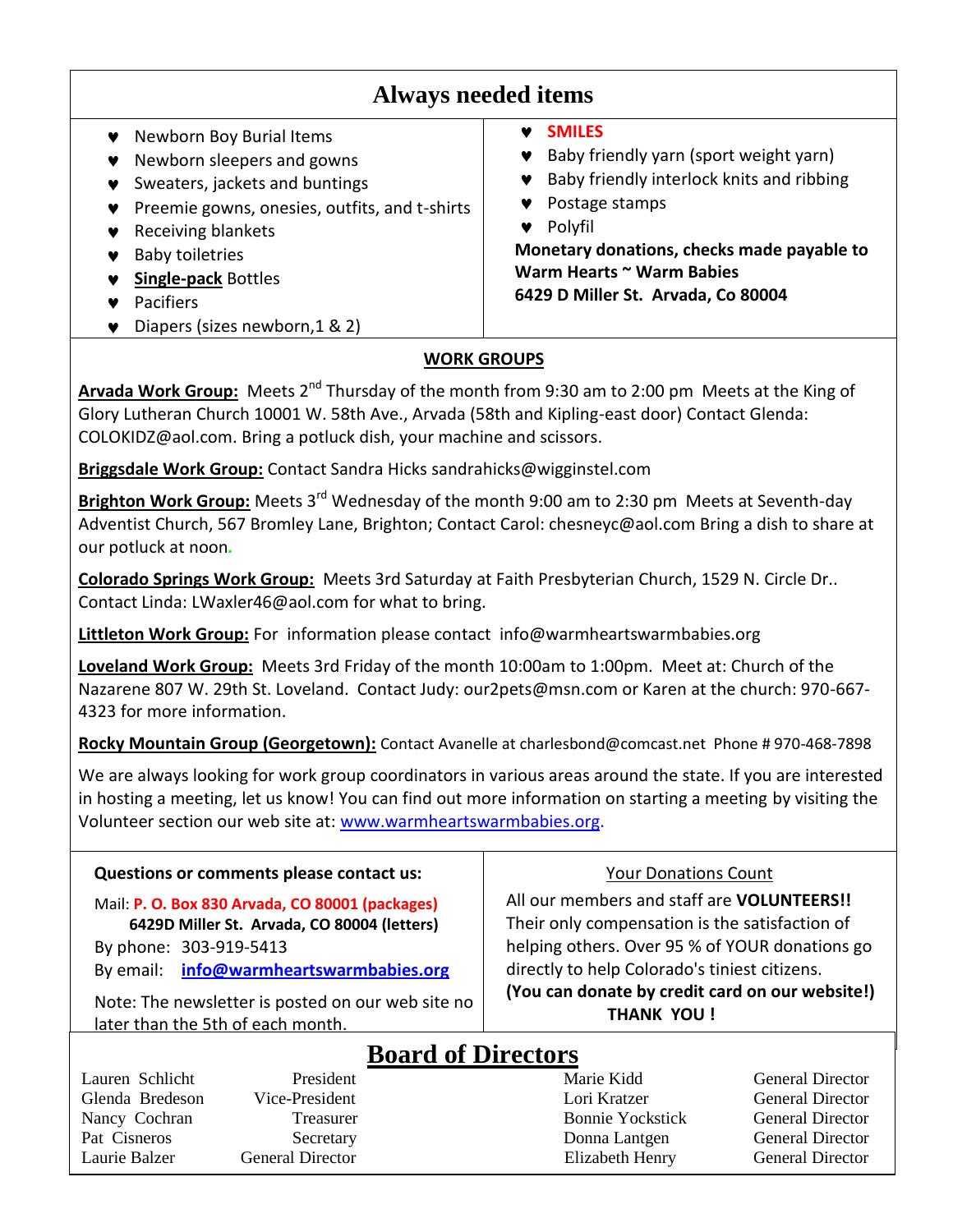## Always needed items

- Newborn Boy Burial Items
- Newborn sleepers and gowns
- Sweaters, jackets and buntings
- Preemie gowns, onesies, outfits, and t-shirts
- Receiving blankets
- Baby toiletries
- **Single-pack** Bottles
- Pacifiers
- Diapers (sizes newborn,1 & 2)
- SMILES
- Baby friendly yarn (sport weight yarn)
- Baby friendly interlock knits and ribbing
- Postage stamps
- Polyfil

**Monetary donations, checks made payable to Warm Hearts ~ Warm Babies 6429 D Miller St. Arvada, Co 80004**

### WORK GROUPS

**Arvada Work Group:** Meets 2nd Thursday of the month from 9:30 am to 2:00 pm Meets at the King of Glory Lutheran Church 10001 W. 58th Ave., Arvada (58th and Kipling-east door) Contact Glenda: COLOKIDZ@aol.com. Bring a potluck dish, your machine and scissors.

**Briggsdale Work Group:** Contact Sandra Hicks sandrahicks@wigginstel.com

**Brighton Work Group:** Meets 3rd Wednesday of the month 9:00 am to 2:30 pm Meets at Seventh-day Adventist Church, 567 Bromley Lane, Brighton; Contact Carol: chesneyc@aol.com Bring a dish to share at our potluck at noon.

**Colorado Springs Work Group:** Meets 3rd Saturday at Faith Presbyterian Church, 1529 N. Circle Dr.. Contact Linda: LWaxler46@aol.com for what to bring.

**Littleton Work Group:** For information please contact info@warmheartswarmbabies.org

**Loveland Work Group:** Meets 3rd Friday of the month 10:00am to 1:00pm. Meet at: Church of the Nazarene 807 W. 29th St. Loveland. Contact Judy: our2pets@msn.com or Karen at the church: 970-667-4323 for more information.

**Rocky Mountain Group (Georgetown):** Contact Avanelle at charlesbond@comcast.net Phone # 970-468-7898

We are always looking for work group coordinators in various areas around the state. If you are interested in hosting a meeting, let us know! You can find out more information on starting a meeting by visiting the Volunteer section our web site at: www.warmheartswarmbabies.org.

**Questions or comments please contact us:**

Mail: **P. O. Box 830 Arvada, CO 80001 (packages)**
**6429D Miller St. Arvada, CO 80004 (letters)**
By phone: 303-919-5413
By email: **info@warmheartswarmbabies.org**

Note: The newsletter is posted on our web site no later than the 5th of each month.

Your Donations Count

All our members and staff are **VOLUNTEERS!!** Their only compensation is the satisfaction of helping others. Over 95 % of YOUR donations go directly to help Colorado's tiniest citizens.
**(You can donate by credit card on our website!)**
**THANK YOU !**

## Board of Directors

| Name | Position | Name | Position |
|---|---|---|---|
| Lauren Schlicht | President | Marie Kidd | General Director |
| Glenda Bredeson | Vice-President | Lori Kratzer | General Director |
| Nancy Cochran | Treasurer | Bonnie Yockstick | General Director |
| Pat Cisneros | Secretary | Donna Langtgen | General Director |
| Laurie Balzer | General Director | Elizabeth Henry | General Director |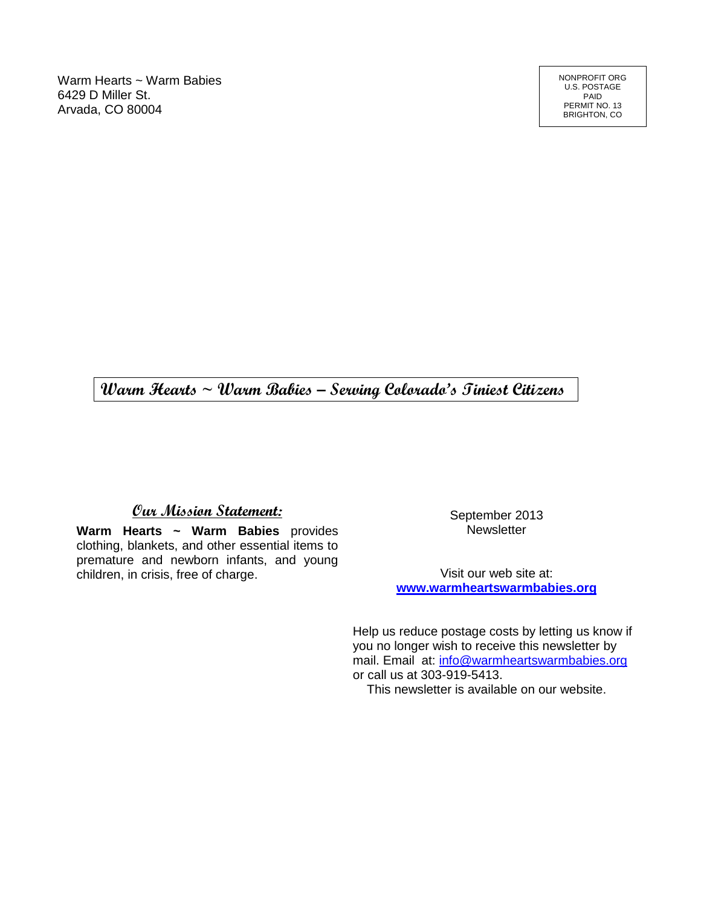Warm Hearts ~ Warm Babies
6429 D Miller St.
Arvada, CO 80004

NONPROFIT ORG
U.S. POSTAGE
PAID
PERMIT NO. 13
BRIGHTON, CO

## Warm Hearts ~ Warm Babies – Serving Colorado's Tiniest Citizens

### Our Mission Statement:

**Warm Hearts ~ Warm Babies** provides clothing, blankets, and other essential items to premature and newborn infants, and young children, in crisis, free of charge.

September 2013
Newsletter

Visit our web site at:
**www.warmheartswarmbabies.org**

Help us reduce postage costs by letting us know if you no longer wish to receive this newsletter by mail. Email at: info@warmheartswarmbabies.org or call us at 303-919-5413.

This newsletter is available on our website.